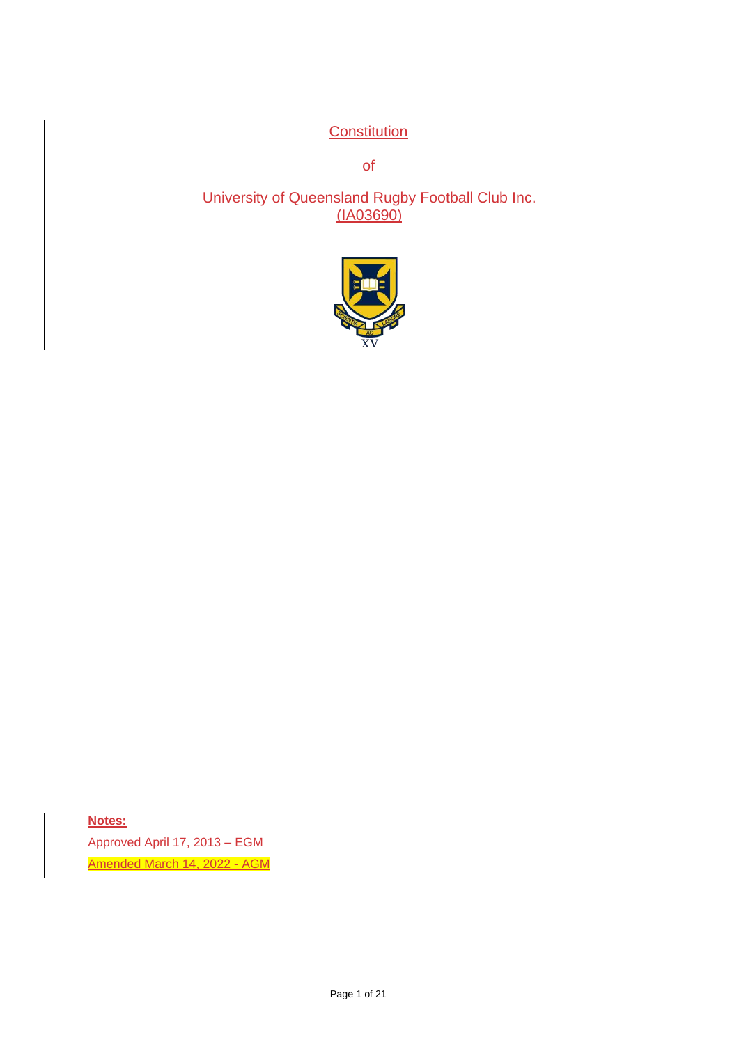# Constitution

of

University of Queensland Rugby Football Club Inc.
(IA03690)

**Notes:**

Approved April 17, 2013 – EGM

Amended March 14, 2022 - AGM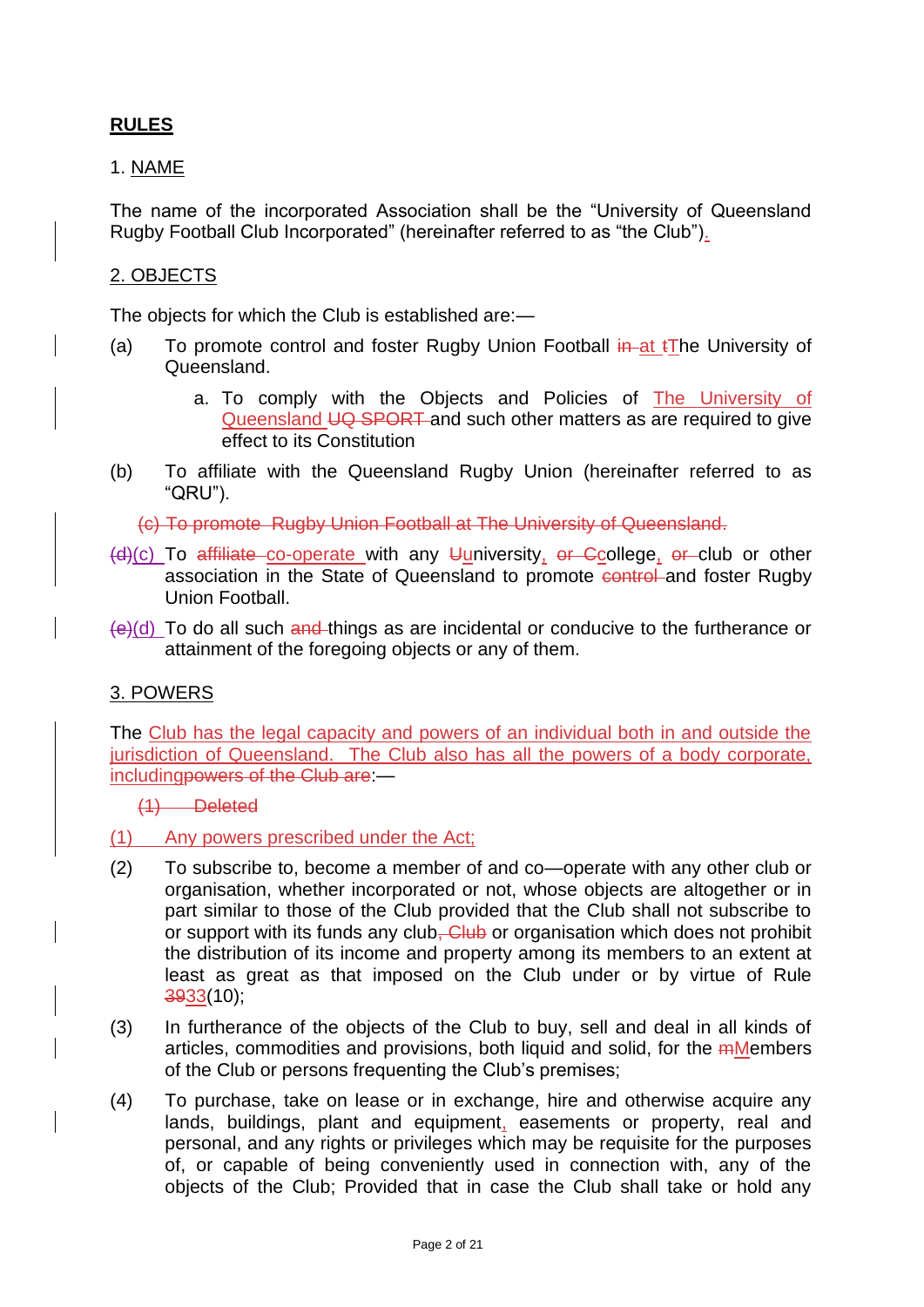## RULES

### 1. NAME

The name of the incorporated Association shall be the "University of Queensland Rugby Football Club Incorporated" (hereinafter referred to as "the Club").

### 2. OBJECTS

The objects for which the Club is established are:—

(a) To promote control and foster Rugby Union Football ~~in~~ at ~~t~~The University of Queensland.

  a. To comply with the Objects and Policies of The University of Queensland ~~UQ SPORT~~ and such other matters as are required to give effect to its Constitution

(b) To affiliate with the Queensland Rugby Union (hereinafter referred to as "QRU").

~~(c) To promote Rugby Union Football at The University of Queensland.~~

~~(d)~~(c) To ~~affiliate~~ co-operate with any ~~U~~university, ~~or~~ ~~C~~college, ~~or~~ club or other association in the State of Queensland to promote ~~control~~ and foster Rugby Union Football.

~~(e)~~(d) To do all such ~~and~~ things as are incidental or conducive to the furtherance or attainment of the foregoing objects or any of them.

### 3. POWERS

The Club has the legal capacity and powers of an individual both in and outside the jurisdiction of Queensland. The Club also has all the powers of a body corporate, including~~powers of the Club are~~:—

~~(1) Deleted~~

(1) Any powers prescribed under the Act;

(2) To subscribe to, become a member of and co—operate with any other club or organisation, whether incorporated or not, whose objects are altogether or in part similar to those of the Club provided that the Club shall not subscribe to or support with its funds any club~~, Club~~ or organisation which does not prohibit the distribution of its income and property among its members to an extent at least as great as that imposed on the Club under or by virtue of Rule ~~39~~33(10);

(3) In furtherance of the objects of the Club to buy, sell and deal in all kinds of articles, commodities and provisions, both liquid and solid, for the ~~m~~Members of the Club or persons frequenting the Club's premises;

(4) To purchase, take on lease or in exchange, hire and otherwise acquire any lands, buildings, plant and equipment, easements or property, real and personal, and any rights or privileges which may be requisite for the purposes of, or capable of being conveniently used in connection with, any of the objects of the Club; Provided that in case the Club shall take or hold any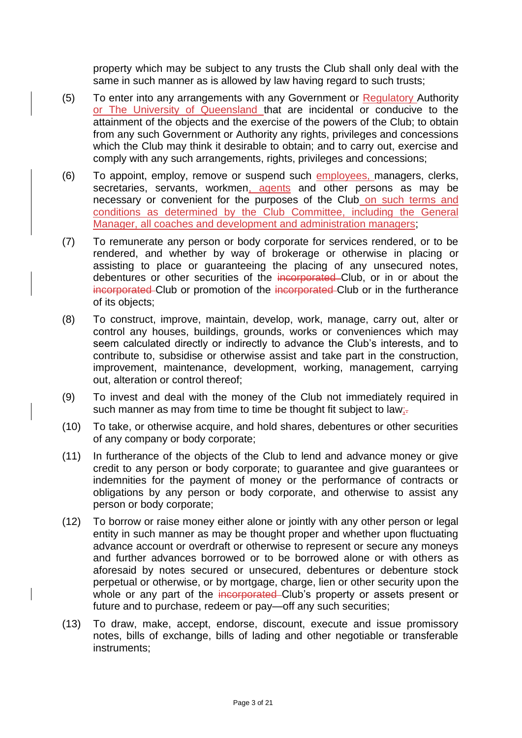property which may be subject to any trusts the Club shall only deal with the same in such manner as is allowed by law having regard to such trusts;

(5) To enter into any arrangements with any Government or Regulatory Authority or The University of Queensland that are incidental or conducive to the attainment of the objects and the exercise of the powers of the Club; to obtain from any such Government or Authority any rights, privileges and concessions which the Club may think it desirable to obtain; and to carry out, exercise and comply with any such arrangements, rights, privileges and concessions;

(6) To appoint, employ, remove or suspend such employees, managers, clerks, secretaries, servants, workmen, agents and other persons as may be necessary or convenient for the purposes of the Club on such terms and conditions as determined by the Club Committee, including the General Manager, all coaches and development and administration managers;

(7) To remunerate any person or body corporate for services rendered, or to be rendered, and whether by way of brokerage or otherwise in placing or assisting to place or guaranteeing the placing of any unsecured notes, debentures or other securities of the ~~incorporated~~ Club, or in or about the ~~incorporated~~ Club or promotion of the ~~incorporated~~ Club or in the furtherance of its objects;

(8) To construct, improve, maintain, develop, work, manage, carry out, alter or control any houses, buildings, grounds, works or conveniences which may seem calculated directly or indirectly to advance the Club's interests, and to contribute to, subsidise or otherwise assist and take part in the construction, improvement, maintenance, development, working, management, carrying out, alteration or control thereof;

(9) To invest and deal with the money of the Club not immediately required in such manner as may from time to time be thought fit subject to law;~~.~~

(10) To take, or otherwise acquire, and hold shares, debentures or other securities of any company or body corporate;

(11) In furtherance of the objects of the Club to lend and advance money or give credit to any person or body corporate; to guarantee and give guarantees or indemnities for the payment of money or the performance of contracts or obligations by any person or body corporate, and otherwise to assist any person or body corporate;

(12) To borrow or raise money either alone or jointly with any other person or legal entity in such manner as may be thought proper and whether upon fluctuating advance account or overdraft or otherwise to represent or secure any moneys and further advances borrowed or to be borrowed alone or with others as aforesaid by notes secured or unsecured, debentures or debenture stock perpetual or otherwise, or by mortgage, charge, lien or other security upon the whole or any part of the ~~incorporated~~ Club's property or assets present or future and to purchase, redeem or pay—off any such securities;

(13) To draw, make, accept, endorse, discount, execute and issue promissory notes, bills of exchange, bills of lading and other negotiable or transferable instruments;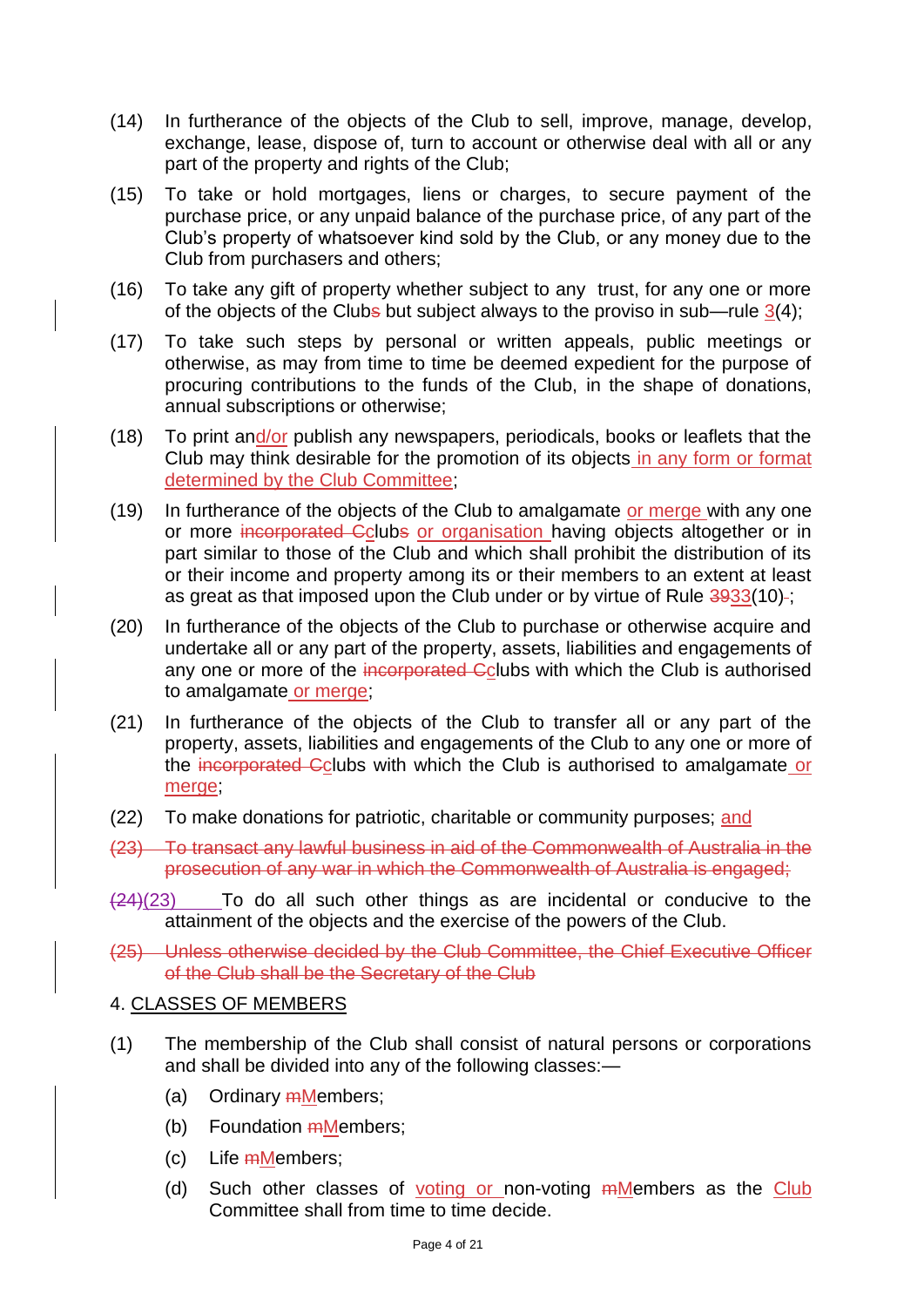(14) In furtherance of the objects of the Club to sell, improve, manage, develop, exchange, lease, dispose of, turn to account or otherwise deal with all or any part of the property and rights of the Club;

(15) To take or hold mortgages, liens or charges, to secure payment of the purchase price, or any unpaid balance of the purchase price, of any part of the Club's property of whatsoever kind sold by the Club, or any money due to the Club from purchasers and others;

(16) To take any gift of property whether subject to any trust, for any one or more of the objects of the Club~~s~~ but subject always to the proviso in sub—rule 3(4);

(17) To take such steps by personal or written appeals, public meetings or otherwise, as may from time to time be deemed expedient for the purpose of procuring contributions to the funds of the Club, in the shape of donations, annual subscriptions or otherwise;

(18) To print and/or publish any newspapers, periodicals, books or leaflets that the Club may think desirable for the promotion of its objects in any form or format determined by the Club Committee;

(19) In furtherance of the objects of the Club to amalgamate or merge with any one or more ~~incorporated C~~clubs or organisation having objects altogether or in part similar to those of the Club and which shall prohibit the distribution of its or their income and property among its or their members to an extent at least as great as that imposed upon the Club under or by virtue of Rule ~~39~~33(10)~~.~~;

(20) In furtherance of the objects of the Club to purchase or otherwise acquire and undertake all or any part of the property, assets, liabilities and engagements of any one or more of the ~~incorporated C~~clubs with which the Club is authorised to amalgamate or merge;

(21) In furtherance of the objects of the Club to transfer all or any part of the property, assets, liabilities and engagements of the Club to any one or more of the ~~incorporated C~~clubs with which the Club is authorised to amalgamate or merge;

(22) To make donations for patriotic, charitable or community purposes; and

~~(23) To transact any lawful business in aid of the Commonwealth of Australia in the prosecution of any war in which the Commonwealth of Australia is engaged;~~

~~(24)~~(23) To do all such other things as are incidental or conducive to the attainment of the objects and the exercise of the powers of the Club.

~~(25) Unless otherwise decided by the Club Committee, the Chief Executive Officer of the Club shall be the Secretary of the Club~~

4. CLASSES OF MEMBERS

(1) The membership of the Club shall consist of natural persons or corporations and shall be divided into any of the following classes:—

   (a) Ordinary ~~m~~Members;

   (b) Foundation ~~m~~Members;

   (c) Life ~~m~~Members;

   (d) Such other classes of voting or non-voting ~~m~~Members as the Club Committee shall from time to time decide.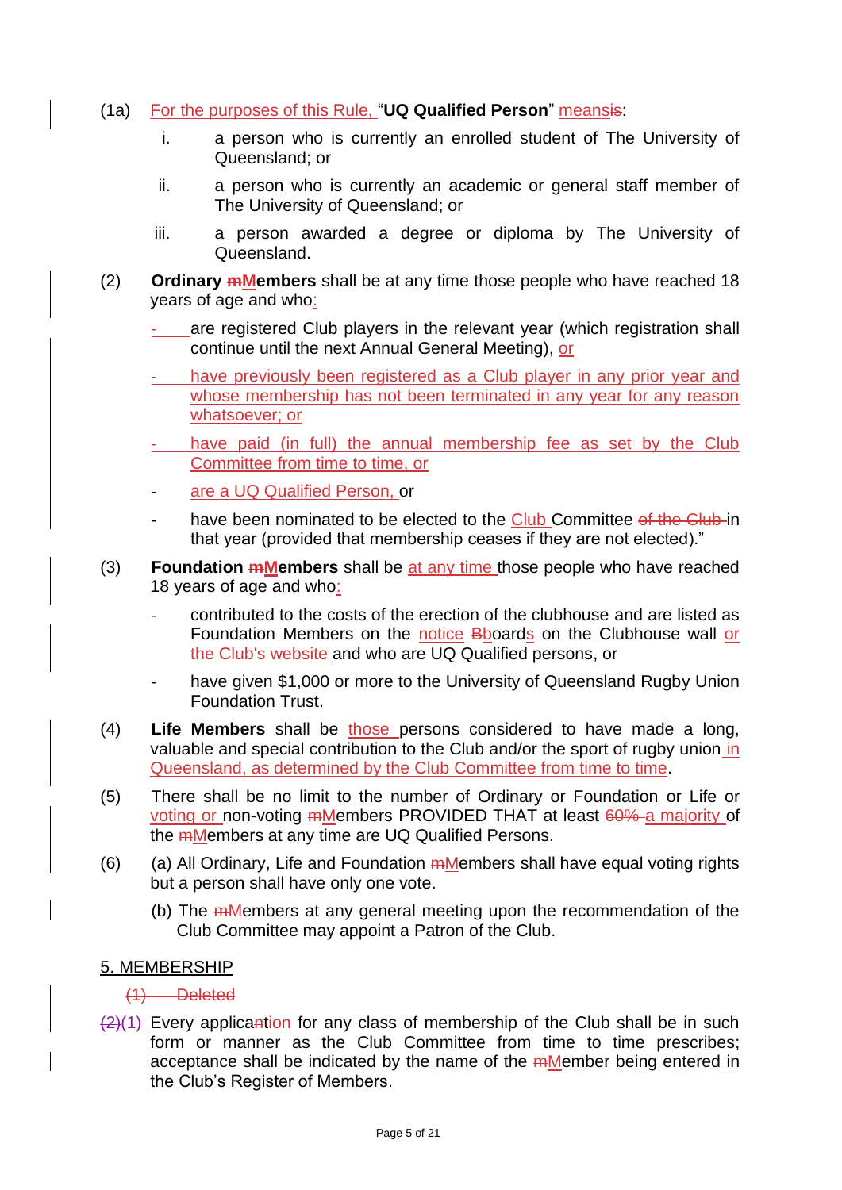(1a) For the purposes of this Rule, “**UQ Qualified Person**” means~~is~~:

   i. a person who is currently an enrolled student of The University of Queensland; or

   ii. a person who is currently an academic or general staff member of The University of Queensland; or

   iii. a person awarded a degree or diploma by The University of Queensland.

(2) **Ordinary ~~m~~Members** shall be at any time those people who have reached 18 years of age and who:

- are registered Club players in the relevant year (which registration shall continue until the next Annual General Meeting), or
- have previously been registered as a Club player in any prior year and whose membership has not been terminated in any year for any reason whatsoever; or
- have paid (in full) the annual membership fee as set by the Club Committee from time to time, or
- are a UQ Qualified Person, or
- have been nominated to be elected to the Club Committee ~~of the Club~~ in that year (provided that membership ceases if they are not elected).”

(3) **Foundation ~~m~~Members** shall be at any time those people who have reached 18 years of age and who:

- contributed to the costs of the erection of the clubhouse and are listed as Foundation Members on the notice ~~B~~boards on the Clubhouse wall or the Club's website and who are UQ Qualified persons, or
- have given $1,000 or more to the University of Queensland Rugby Union Foundation Trust.

(4) **Life Members** shall be those persons considered to have made a long, valuable and special contribution to the Club and/or the sport of rugby union in Queensland, as determined by the Club Committee from time to time.

(5) There shall be no limit to the number of Ordinary or Foundation or Life or voting or non-voting ~~m~~Members PROVIDED THAT at least ~~60%~~ a majority of the ~~m~~Members at any time are UQ Qualified Persons.

(6) (a) All Ordinary, Life and Foundation ~~m~~Members shall have equal voting rights but a person shall have only one vote.

   (b) The ~~m~~Members at any general meeting upon the recommendation of the Club Committee may appoint a Patron of the Club.

## 5. MEMBERSHIP

~~(1) Deleted~~

~~(2)~~(1) Every applica~~n~~tion for any class of membership of the Club shall be in such form or manner as the Club Committee from time to time prescribes; acceptance shall be indicated by the name of the ~~m~~Member being entered in the Club’s Register of Members.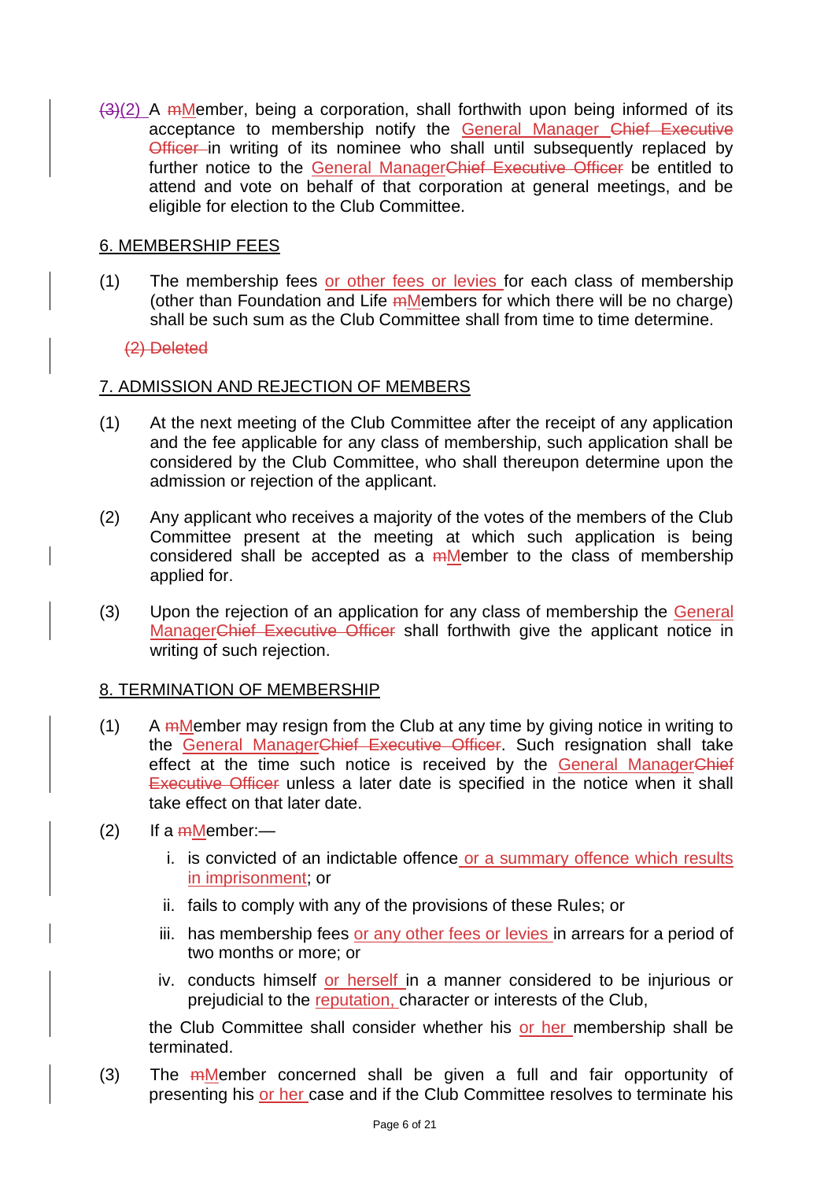~~(3)~~(2) A ~~m~~Member, being a corporation, shall forthwith upon being informed of its acceptance to membership notify the General Manager ~~Chief Executive Officer~~ in writing of its nominee who shall until subsequently replaced by further notice to the General Manager~~Chief Executive Officer~~ be entitled to attend and vote on behalf of that corporation at general meetings, and be eligible for election to the Club Committee.

## 6. MEMBERSHIP FEES

(1) The membership fees or other fees or levies for each class of membership (other than Foundation and Life ~~m~~Members for which there will be no charge) shall be such sum as the Club Committee shall from time to time determine.

~~(2) Deleted~~

## 7. ADMISSION AND REJECTION OF MEMBERS

(1) At the next meeting of the Club Committee after the receipt of any application and the fee applicable for any class of membership, such application shall be considered by the Club Committee, who shall thereupon determine upon the admission or rejection of the applicant.

(2) Any applicant who receives a majority of the votes of the members of the Club Committee present at the meeting at which such application is being considered shall be accepted as a ~~m~~Member to the class of membership applied for.

(3) Upon the rejection of an application for any class of membership the General Manager~~Chief Executive Officer~~ shall forthwith give the applicant notice in writing of such rejection.

## 8. TERMINATION OF MEMBERSHIP

(1) A ~~m~~Member may resign from the Club at any time by giving notice in writing to the General Manager~~Chief Executive Officer~~. Such resignation shall take effect at the time such notice is received by the General Manager~~Chief Executive Officer~~ unless a later date is specified in the notice when it shall take effect on that later date.

(2) If a ~~m~~Member:—

  i. is convicted of an indictable offence or a summary offence which results in imprisonment; or
  ii. fails to comply with any of the provisions of these Rules; or
  iii. has membership fees or any other fees or levies in arrears for a period of two months or more; or
  iv. conducts himself or herself in a manner considered to be injurious or prejudicial to the reputation, character or interests of the Club,

the Club Committee shall consider whether his or her membership shall be terminated.

(3) The ~~m~~Member concerned shall be given a full and fair opportunity of presenting his or her case and if the Club Committee resolves to terminate his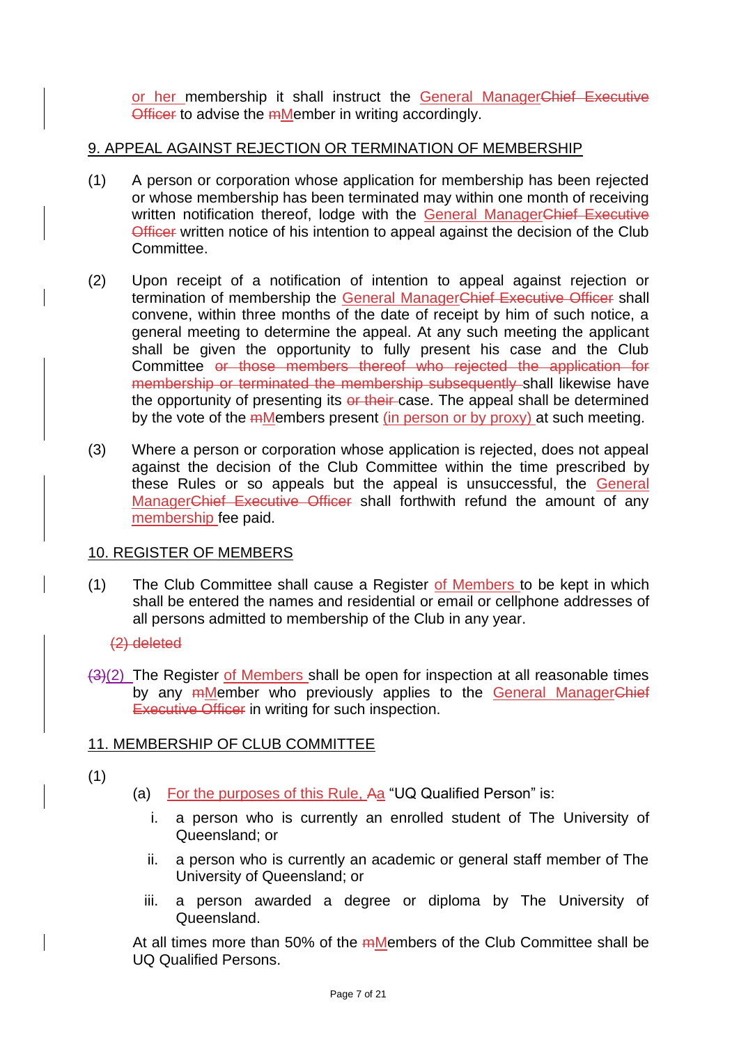or her membership it shall instruct the General Manager~~Chief Executive Officer~~ to advise the ~~m~~Member in writing accordingly.

## 9. APPEAL AGAINST REJECTION OR TERMINATION OF MEMBERSHIP

(1) A person or corporation whose application for membership has been rejected or whose membership has been terminated may within one month of receiving written notification thereof, lodge with the General Manager~~Chief Executive Officer~~ written notice of his intention to appeal against the decision of the Club Committee.

(2) Upon receipt of a notification of intention to appeal against rejection or termination of membership the General Manager~~Chief Executive Officer~~ shall convene, within three months of the date of receipt by him of such notice, a general meeting to determine the appeal. At any such meeting the applicant shall be given the opportunity to fully present his case and the Club Committee ~~or those members thereof who rejected the application for membership or terminated the membership subsequently~~ shall likewise have the opportunity of presenting its ~~or their~~ case. The appeal shall be determined by the vote of the ~~m~~Members present (in person or by proxy) at such meeting.

(3) Where a person or corporation whose application is rejected, does not appeal against the decision of the Club Committee within the time prescribed by these Rules or so appeals but the appeal is unsuccessful, the General Manager~~Chief Executive Officer~~ shall forthwith refund the amount of any membership fee paid.

## 10. REGISTER OF MEMBERS

(1) The Club Committee shall cause a Register of Members to be kept in which shall be entered the names and residential or email or cellphone addresses of all persons admitted to membership of the Club in any year.

~~(2) deleted~~

~~(3)~~(2) The Register of Members shall be open for inspection at all reasonable times by any ~~m~~Member who previously applies to the General Manager~~Chief Executive Officer~~ in writing for such inspection.

## 11. MEMBERSHIP OF CLUB COMMITTEE

(1)

(a) For the purposes of this Rule, ~~A~~a "UQ Qualified Person" is:

i. a person who is currently an enrolled student of The University of Queensland; or

ii. a person who is currently an academic or general staff member of The University of Queensland; or

iii. a person awarded a degree or diploma by The University of Queensland.

At all times more than 50% of the ~~m~~Members of the Club Committee shall be UQ Qualified Persons.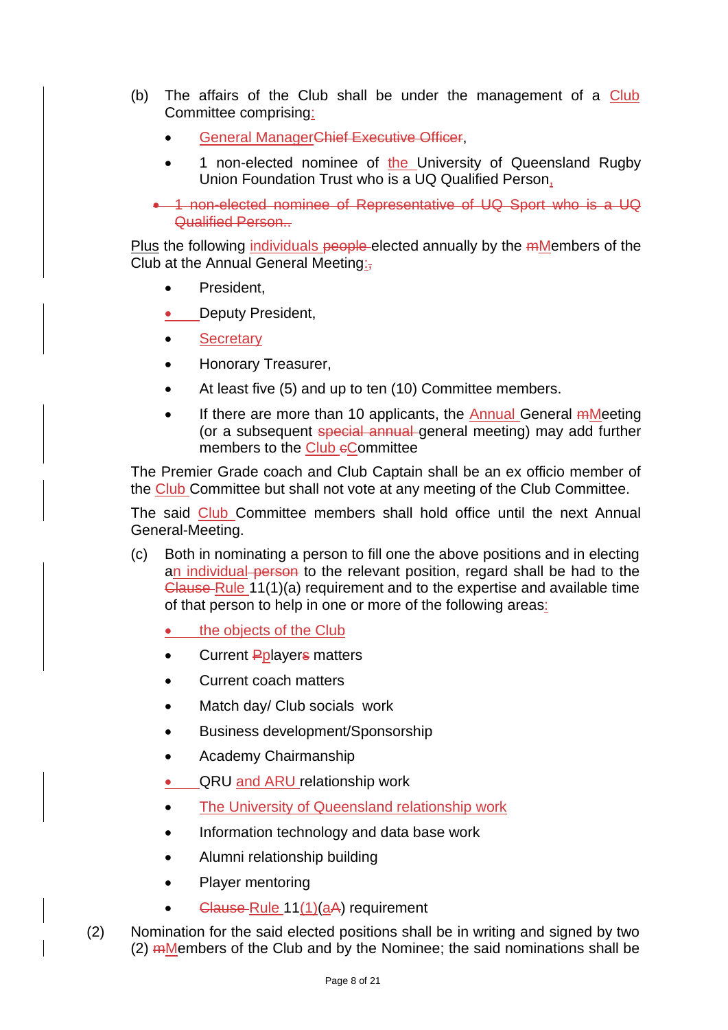(b) The affairs of the Club shall be under the management of a Club Committee comprising:

- General Manager~~Chief Executive Officer~~,
- 1 non-elected nominee of the University of Queensland Rugby Union Foundation Trust who is a UQ Qualified Person,
- ~~1 non-elected nominee of Representative of UQ Sport who is a UQ Qualified Person..~~

Plus the following individuals ~~people~~ elected annually by the ~~m~~Members of the Club at the Annual General Meeting:~~,~~

- President,
- Deputy President,
- Secretary
- Honorary Treasurer,
- At least five (5) and up to ten (10) Committee members.
- If there are more than 10 applicants, the Annual General ~~m~~Meeting (or a subsequent ~~special annual~~ general meeting) may add further members to the Club ~~c~~Committee

The Premier Grade coach and Club Captain shall be an ex officio member of the Club Committee but shall not vote at any meeting of the Club Committee.

The said Club Committee members shall hold office until the next Annual General-Meeting.

(c) Both in nominating a person to fill one the above positions and in electing an individual ~~person~~ to the relevant position, regard shall be had to the ~~Clause~~ Rule 11(1)(a) requirement and to the expertise and available time of that person to help in one or more of the following areas:

- the objects of the Club
- Current ~~P~~players matters
- Current coach matters
- Match day/ Club socials work
- Business development/Sponsorship
- Academy Chairmanship
- QRU and ARU relationship work
- The University of Queensland relationship work
- Information technology and data base work
- Alumni relationship building
- Player mentoring
- ~~Clause~~ Rule 11(1)(~~a~~A) requirement

(2) Nomination for the said elected positions shall be in writing and signed by two (2) ~~m~~Members of the Club and by the Nominee; the said nominations shall be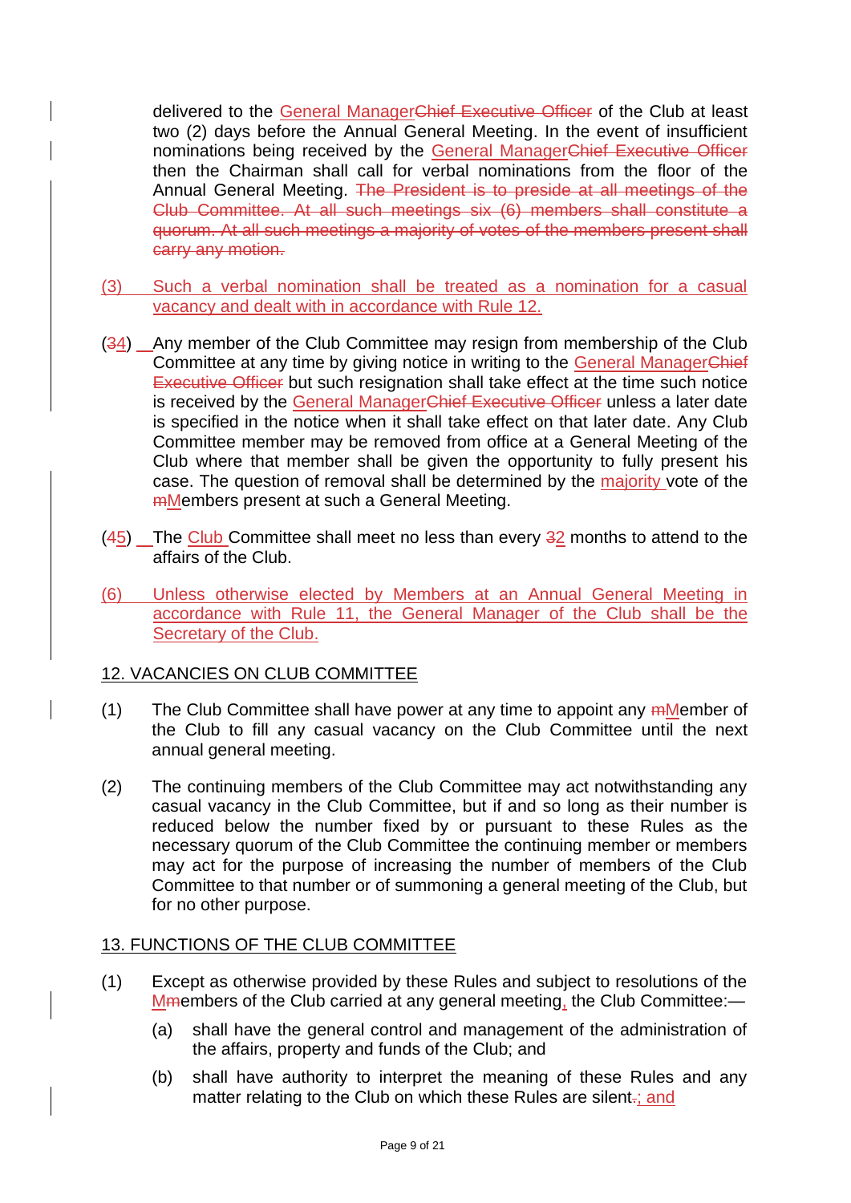delivered to the General ManagerChief Executive Officer of the Club at least two (2) days before the Annual General Meeting. In the event of insufficient nominations being received by the General ManagerChief Executive Officer then the Chairman shall call for verbal nominations from the floor of the Annual General Meeting. The President is to preside at all meetings of the Club Committee. At all such meetings six (6) members shall constitute a quorum. At all such meetings a majority of votes of the members present shall carry any motion.

(3) Such a verbal nomination shall be treated as a nomination for a casual vacancy and dealt with in accordance with Rule 12.

(34) Any member of the Club Committee may resign from membership of the Club Committee at any time by giving notice in writing to the General ManagerChief Executive Officer but such resignation shall take effect at the time such notice is received by the General ManagerChief Executive Officer unless a later date is specified in the notice when it shall take effect on that later date. Any Club Committee member may be removed from office at a General Meeting of the Club where that member shall be given the opportunity to fully present his case. The question of removal shall be determined by the majority vote of the mMembers present at such a General Meeting.

(45) The Club Committee shall meet no less than every 32 months to attend to the affairs of the Club.

(6) Unless otherwise elected by Members at an Annual General Meeting in accordance with Rule 11, the General Manager of the Club shall be the Secretary of the Club.

## 12. VACANCIES ON CLUB COMMITTEE

(1) The Club Committee shall have power at any time to appoint any mMember of the Club to fill any casual vacancy on the Club Committee until the next annual general meeting.

(2) The continuing members of the Club Committee may act notwithstanding any casual vacancy in the Club Committee, but if and so long as their number is reduced below the number fixed by or pursuant to these Rules as the necessary quorum of the Club Committee the continuing member or members may act for the purpose of increasing the number of members of the Club Committee to that number or of summoning a general meeting of the Club, but for no other purpose.

## 13. FUNCTIONS OF THE CLUB COMMITTEE

(1) Except as otherwise provided by these Rules and subject to resolutions of the Mmembers of the Club carried at any general meeting, the Club Committee:—

- (a) shall have the general control and management of the administration of the affairs, property and funds of the Club; and
- (b) shall have authority to interpret the meaning of these Rules and any matter relating to the Club on which these Rules are silent.; and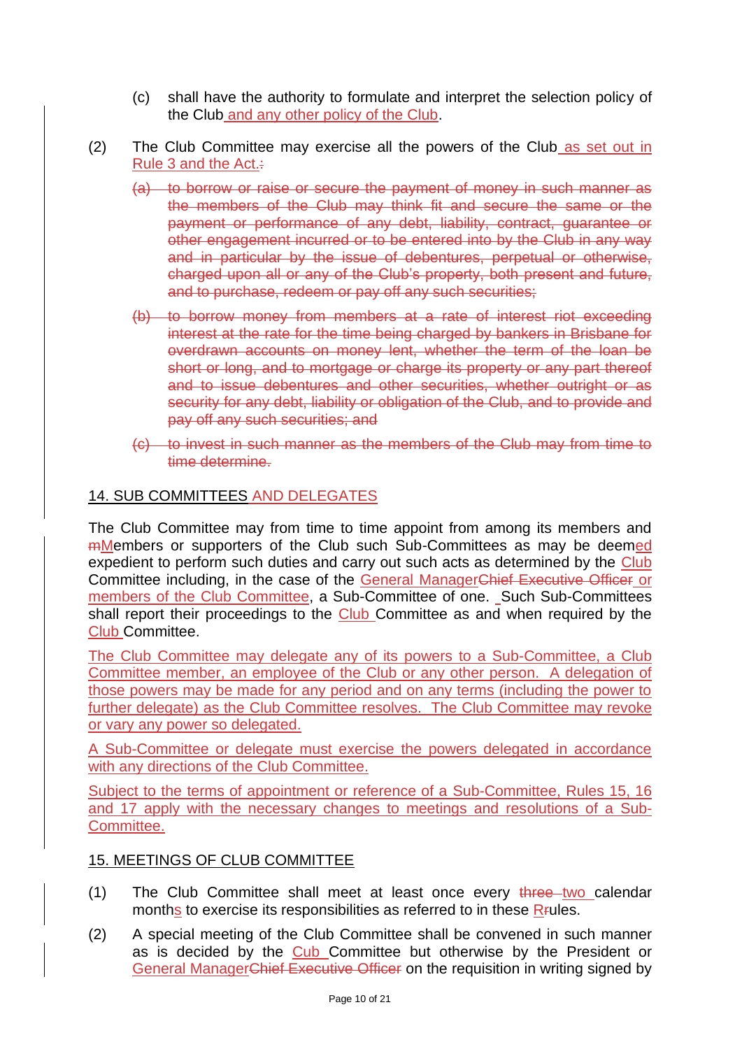(c) shall have the authority to formulate and interpret the selection policy of the Club and any other policy of the Club.

(2) The Club Committee may exercise all the powers of the Club as set out in Rule 3 and the Act.~~:~~

~~(a) to borrow or raise or secure the payment of money in such manner as the members of the Club may think fit and secure the same or the payment or performance of any debt, liability, contract, guarantee or other engagement incurred or to be entered into by the Club in any way and in particular by the issue of debentures, perpetual or otherwise, charged upon all or any of the Club's property, both present and future, and to purchase, redeem or pay off any such securities;~~

~~(b) to borrow money from members at a rate of interest riot exceeding interest at the rate for the time being charged by bankers in Brisbane for overdrawn accounts on money lent, whether the term of the loan be short or long, and to mortgage or charge its property or any part thereof and to issue debentures and other securities, whether outright or as security for any debt, liability or obligation of the Club, and to provide and pay off any such securities; and~~

~~(c) to invest in such manner as the members of the Club may from time to time determine.~~

## 14. SUB COMMITTEES AND DELEGATES

The Club Committee may from time to time appoint from among its members and ~~m~~Members or supporters of the Club such Sub-Committees as may be deemed expedient to perform such duties and carry out such acts as determined by the Club Committee including, in the case of the General Manager~~Chief Executive Officer~~ or members of the Club Committee, a Sub-Committee of one. Such Sub-Committees shall report their proceedings to the Club Committee as and when required by the Club Committee.

The Club Committee may delegate any of its powers to a Sub-Committee, a Club Committee member, an employee of the Club or any other person. A delegation of those powers may be made for any period and on any terms (including the power to further delegate) as the Club Committee resolves. The Club Committee may revoke or vary any power so delegated.

A Sub-Committee or delegate must exercise the powers delegated in accordance with any directions of the Club Committee.

Subject to the terms of appointment or reference of a Sub-Committee, Rules 15, 16 and 17 apply with the necessary changes to meetings and resolutions of a Sub-Committee.

## 15. MEETINGS OF CLUB COMMITTEE

(1) The Club Committee shall meet at least once every ~~three~~ two calendar months to exercise its responsibilities as referred to in these R~~r~~ules.

(2) A special meeting of the Club Committee shall be convened in such manner as is decided by the Cub Committee but otherwise by the President or General Manager~~Chief Executive Officer~~ on the requisition in writing signed by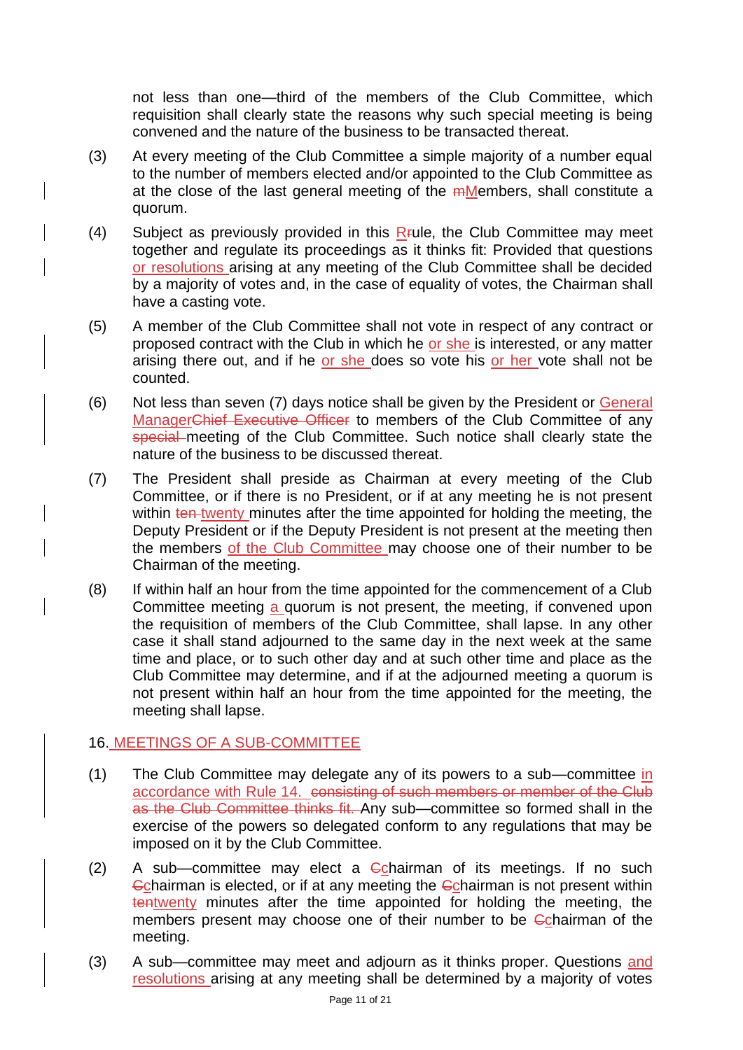not less than one—third of the members of the Club Committee, which requisition shall clearly state the reasons why such special meeting is being convened and the nature of the business to be transacted thereat.

(3) At every meeting of the Club Committee a simple majority of a number equal to the number of members elected and/or appointed to the Club Committee as at the close of the last general meeting of the ~~m~~Members, shall constitute a quorum.

(4) Subject as previously provided in this R~~r~~ule, the Club Committee may meet together and regulate its proceedings as it thinks fit: Provided that questions or resolutions arising at any meeting of the Club Committee shall be decided by a majority of votes and, in the case of equality of votes, the Chairman shall have a casting vote.

(5) A member of the Club Committee shall not vote in respect of any contract or proposed contract with the Club in which he or she is interested, or any matter arising there out, and if he or she does so vote his or her vote shall not be counted.

(6) Not less than seven (7) days notice shall be given by the President or General Manager~~Chief Executive Officer~~ to members of the Club Committee of any ~~special~~ meeting of the Club Committee. Such notice shall clearly state the nature of the business to be discussed thereat.

(7) The President shall preside as Chairman at every meeting of the Club Committee, or if there is no President, or if at any meeting he is not present within ~~ten~~ twenty minutes after the time appointed for holding the meeting, the Deputy President or if the Deputy President is not present at the meeting then the members of the Club Committee may choose one of their number to be Chairman of the meeting.

(8) If within half an hour from the time appointed for the commencement of a Club Committee meeting a quorum is not present, the meeting, if convened upon the requisition of members of the Club Committee, shall lapse. In any other case it shall stand adjourned to the same day in the next week at the same time and place, or to such other day and at such other time and place as the Club Committee may determine, and if at the adjourned meeting a quorum is not present within half an hour from the time appointed for the meeting, the meeting shall lapse.

## 16. MEETINGS OF A SUB-COMMITTEE

(1) The Club Committee may delegate any of its powers to a sub—committee in accordance with Rule 14. ~~consisting of such members or member of the Club as the Club Committee thinks fit.~~ Any sub—committee so formed shall in the exercise of the powers so delegated conform to any regulations that may be imposed on it by the Club Committee.

(2) A sub—committee may elect a ~~C~~chairman of its meetings. If no such ~~C~~chairman is elected, or if at any meeting the ~~C~~chairman is not present within ~~ten~~twenty minutes after the time appointed for holding the meeting, the members present may choose one of their number to be ~~C~~chairman of the meeting.

(3) A sub—committee may meet and adjourn as it thinks proper. Questions and resolutions arising at any meeting shall be determined by a majority of votes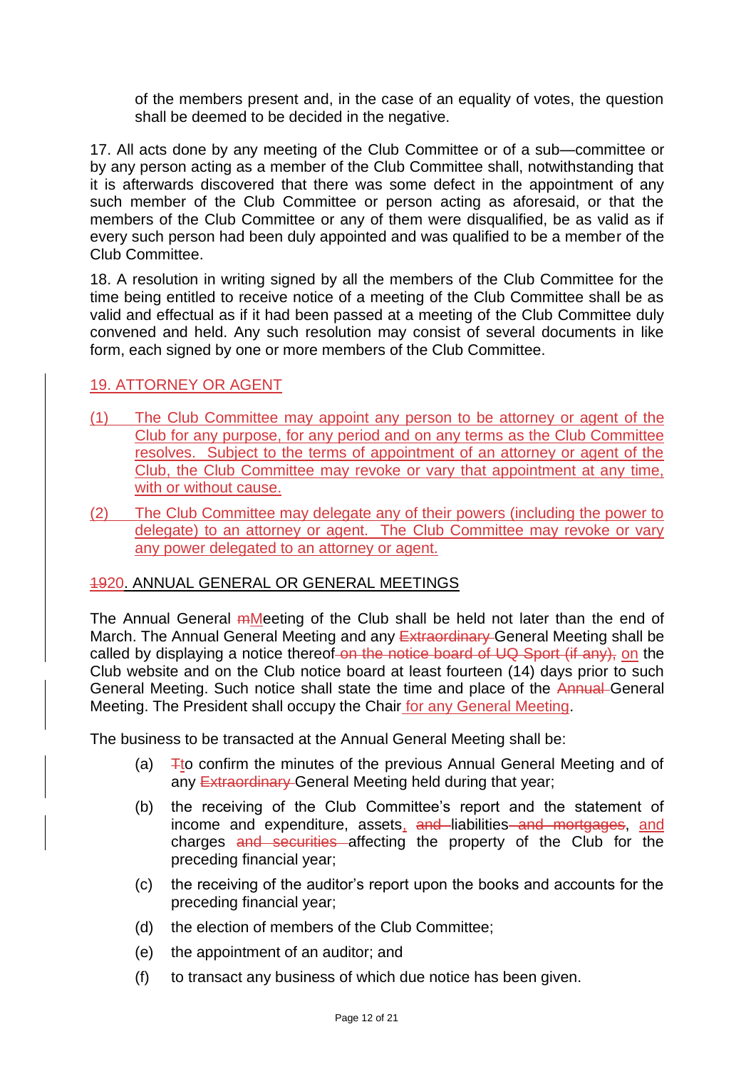of the members present and, in the case of an equality of votes, the question shall be deemed to be decided in the negative.

17. All acts done by any meeting of the Club Committee or of a sub—committee or by any person acting as a member of the Club Committee shall, notwithstanding that it is afterwards discovered that there was some defect in the appointment of any such member of the Club Committee or person acting as aforesaid, or that the members of the Club Committee or any of them were disqualified, be as valid as if every such person had been duly appointed and was qualified to be a member of the Club Committee.

18. A resolution in writing signed by all the members of the Club Committee for the time being entitled to receive notice of a meeting of the Club Committee shall be as valid and effectual as if it had been passed at a meeting of the Club Committee duly convened and held. Any such resolution may consist of several documents in like form, each signed by one or more members of the Club Committee.

<u>19. ATTORNEY OR AGENT</u>

<u>(1) The Club Committee may appoint any person to be attorney or agent of the Club for any purpose, for any period and on any terms as the Club Committee resolves. Subject to the terms of appointment of an attorney or agent of the Club, the Club Committee may revoke or vary that appointment at any time, with or without cause.</u>

<u>(2) The Club Committee may delegate any of their powers (including the power to delegate) to an attorney or agent. The Club Committee may revoke or vary any power delegated to an attorney or agent.</u>

~~19~~<u>20</u>. ANNUAL GENERAL OR GENERAL MEETINGS

The Annual General ~~m~~<u>M</u>eeting of the Club shall be held not later than the end of March. The Annual General Meeting and any ~~Extraordinary~~ General Meeting shall be called by displaying a notice thereof ~~on the notice board of UQ Sport (if any),~~ <u>on</u> the Club website and on the Club notice board at least fourteen (14) days prior to such General Meeting. Such notice shall state the time and place of the ~~Annual~~ General Meeting. The President shall occupy the Chair <u>for any General Meeting</u>.

The business to be transacted at the Annual General Meeting shall be:

(a) ~~T~~<u>t</u>o confirm the minutes of the previous Annual General Meeting and of any ~~Extraordinary~~ General Meeting held during that year;

(b) the receiving of the Club Committee's report and the statement of income and expenditure, assets<u>,</u> ~~and~~ liabilities ~~and mortgages~~, <u>and</u> charges ~~and securities~~ affecting the property of the Club for the preceding financial year;

(c) the receiving of the auditor's report upon the books and accounts for the preceding financial year;

(d) the election of members of the Club Committee;

(e) the appointment of an auditor; and

(f) to transact any business of which due notice has been given.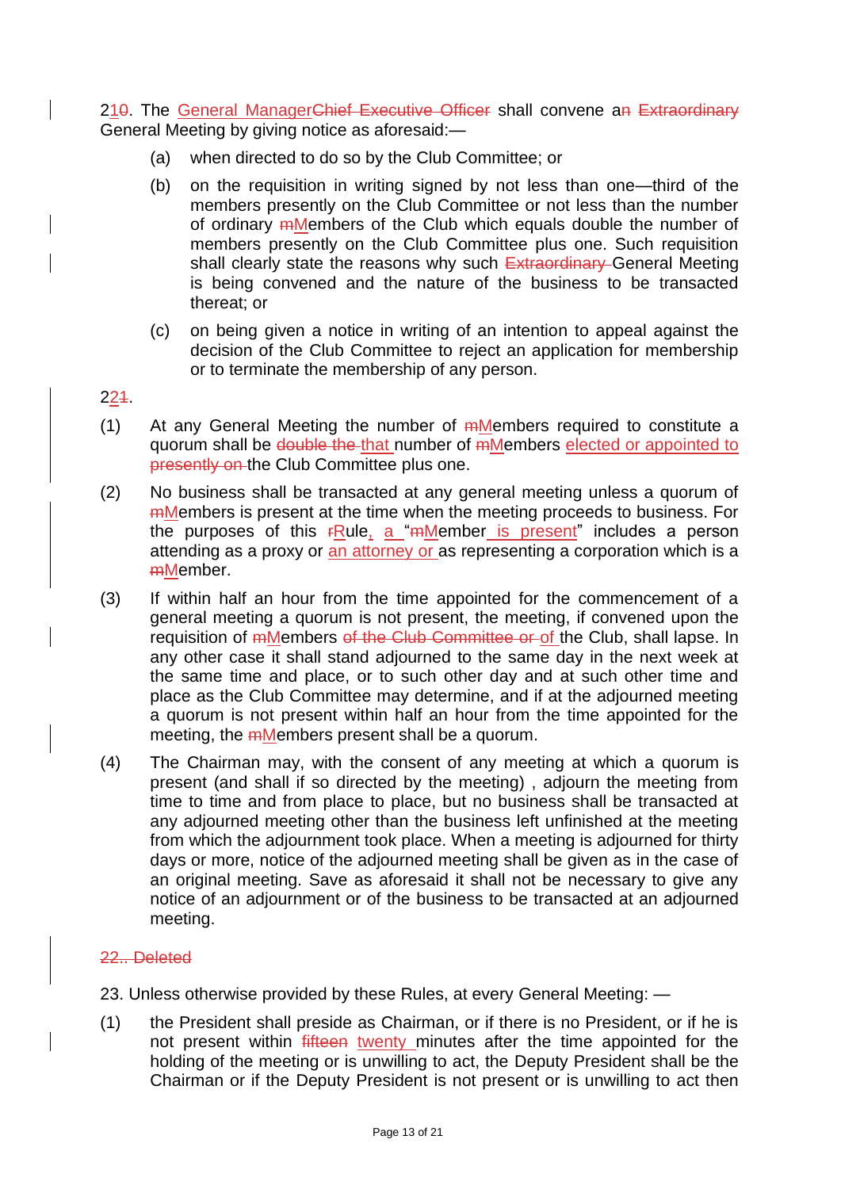2<u>1</u>~~0~~. The <u>General Manager</u>~~Chief Executive Officer~~ shall convene a~~n~~ ~~Extraordinary~~ General Meeting by giving notice as aforesaid:—

(a) when directed to do so by the Club Committee; or

(b) on the requisition in writing signed by not less than one—third of the members presently on the Club Committee or not less than the number of ordinary ~~m~~<u>M</u>embers of the Club which equals double the number of members presently on the Club Committee plus one. Such requisition shall clearly state the reasons why such ~~Extraordinary~~ General Meeting is being convened and the nature of the business to be transacted thereat; or

(c) on being given a notice in writing of an intention to appeal against the decision of the Club Committee to reject an application for membership or to terminate the membership of any person.

2<u>2</u>~~1~~.

(1) At any General Meeting the number of ~~m~~<u>M</u>embers required to constitute a quorum shall be ~~double the~~ <u>that</u> number of ~~m~~<u>M</u>embers <u>elected or appointed to</u> ~~presently on~~ the Club Committee plus one.

(2) No business shall be transacted at any general meeting unless a quorum of ~~m~~<u>M</u>embers is present at the time when the meeting proceeds to business. For the purposes of this ~~r~~<u>R</u>ule<u>,</u> <u>a</u> "~~m~~<u>M</u>ember<u> is present</u>" includes a person attending as a proxy or <u>an attorney or</u> as representing a corporation which is a ~~m~~<u>M</u>ember.

(3) If within half an hour from the time appointed for the commencement of a general meeting a quorum is not present, the meeting, if convened upon the requisition of ~~m~~<u>M</u>embers ~~of the Club Committee or~~ <u>of</u> the Club, shall lapse. In any other case it shall stand adjourned to the same day in the next week at the same time and place, or to such other day and at such other time and place as the Club Committee may determine, and if at the adjourned meeting a quorum is not present within half an hour from the time appointed for the meeting, the ~~m~~<u>M</u>embers present shall be a quorum.

(4) The Chairman may, with the consent of any meeting at which a quorum is present (and shall if so directed by the meeting) , adjourn the meeting from time to time and from place to place, but no business shall be transacted at any adjourned meeting other than the business left unfinished at the meeting from which the adjournment took place. When a meeting is adjourned for thirty days or more, notice of the adjourned meeting shall be given as in the case of an original meeting. Save as aforesaid it shall not be necessary to give any notice of an adjournment or of the business to be transacted at an adjourned meeting.

~~22.. Deleted~~

23. Unless otherwise provided by these Rules, at every General Meeting: —

(1) the President shall preside as Chairman, or if there is no President, or if he is not present within ~~fifteen~~ <u>twenty</u> minutes after the time appointed for the holding of the meeting or is unwilling to act, the Deputy President shall be the Chairman or if the Deputy President is not present or is unwilling to act then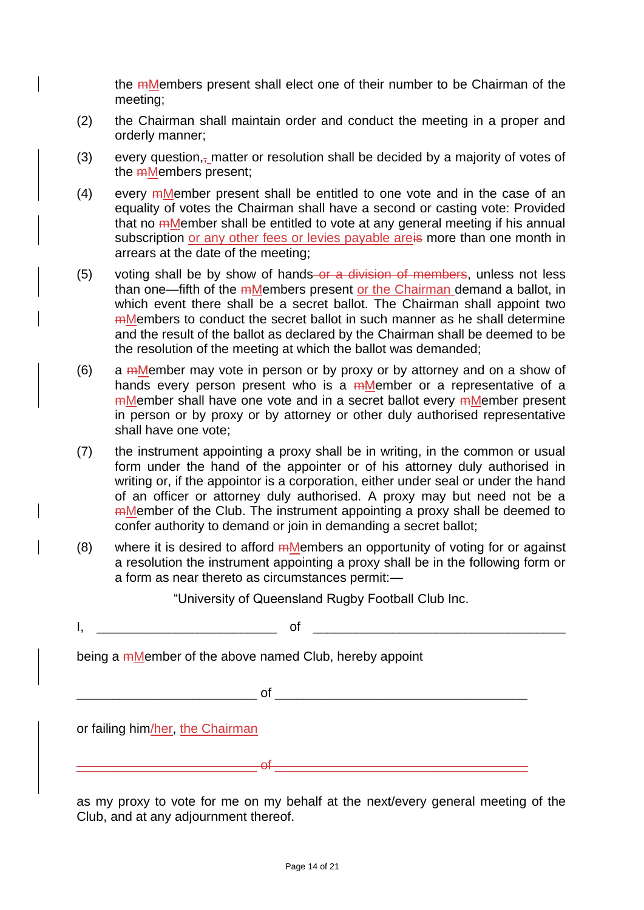the ~~m~~Members present shall elect one of their number to be Chairman of the meeting;

(2) the Chairman shall maintain order and conduct the meeting in a proper and orderly manner;

(3) every question,~~,~~ matter or resolution shall be decided by a majority of votes of the ~~m~~Members present;

(4) every ~~m~~Member present shall be entitled to one vote and in the case of an equality of votes the Chairman shall have a second or casting vote: Provided that no ~~m~~Member shall be entitled to vote at any general meeting if his annual subscription or any other fees or levies payable are~~is~~ more than one month in arrears at the date of the meeting;

(5) voting shall be by show of hands~~ or a division of members~~, unless not less than one—fifth of the ~~m~~Members present or the Chairman demand a ballot, in which event there shall be a secret ballot. The Chairman shall appoint two ~~m~~Members to conduct the secret ballot in such manner as he shall determine and the result of the ballot as declared by the Chairman shall be deemed to be the resolution of the meeting at which the ballot was demanded;

(6) a ~~m~~Member may vote in person or by proxy or by attorney and on a show of hands every person present who is a ~~m~~Member or a representative of a ~~m~~Member shall have one vote and in a secret ballot every ~~m~~Member present in person or by proxy or by attorney or other duly authorised representative shall have one vote;

(7) the instrument appointing a proxy shall be in writing, in the common or usual form under the hand of the appointer or of his attorney duly authorised in writing or, if the appointor is a corporation, either under seal or under the hand of an officer or attorney duly authorised. A proxy may but need not be a ~~m~~Member of the Club. The instrument appointing a proxy shall be deemed to confer authority to demand or join in demanding a secret ballot;

(8) where it is desired to afford ~~m~~Members an opportunity of voting for or against a resolution the instrument appointing a proxy shall be in the following form or a form as near thereto as circumstances permit:—

"University of Queensland Rugby Football Club Inc.

I, _________________________ of ___________________________________

being a ~~m~~Member of the above named Club, hereby appoint

_________________________ of ___________________________________

or failing him/her, the Chairman

~~_________________________ of ___________________________________~~

as my proxy to vote for me on my behalf at the next/every general meeting of the Club, and at any adjournment thereof.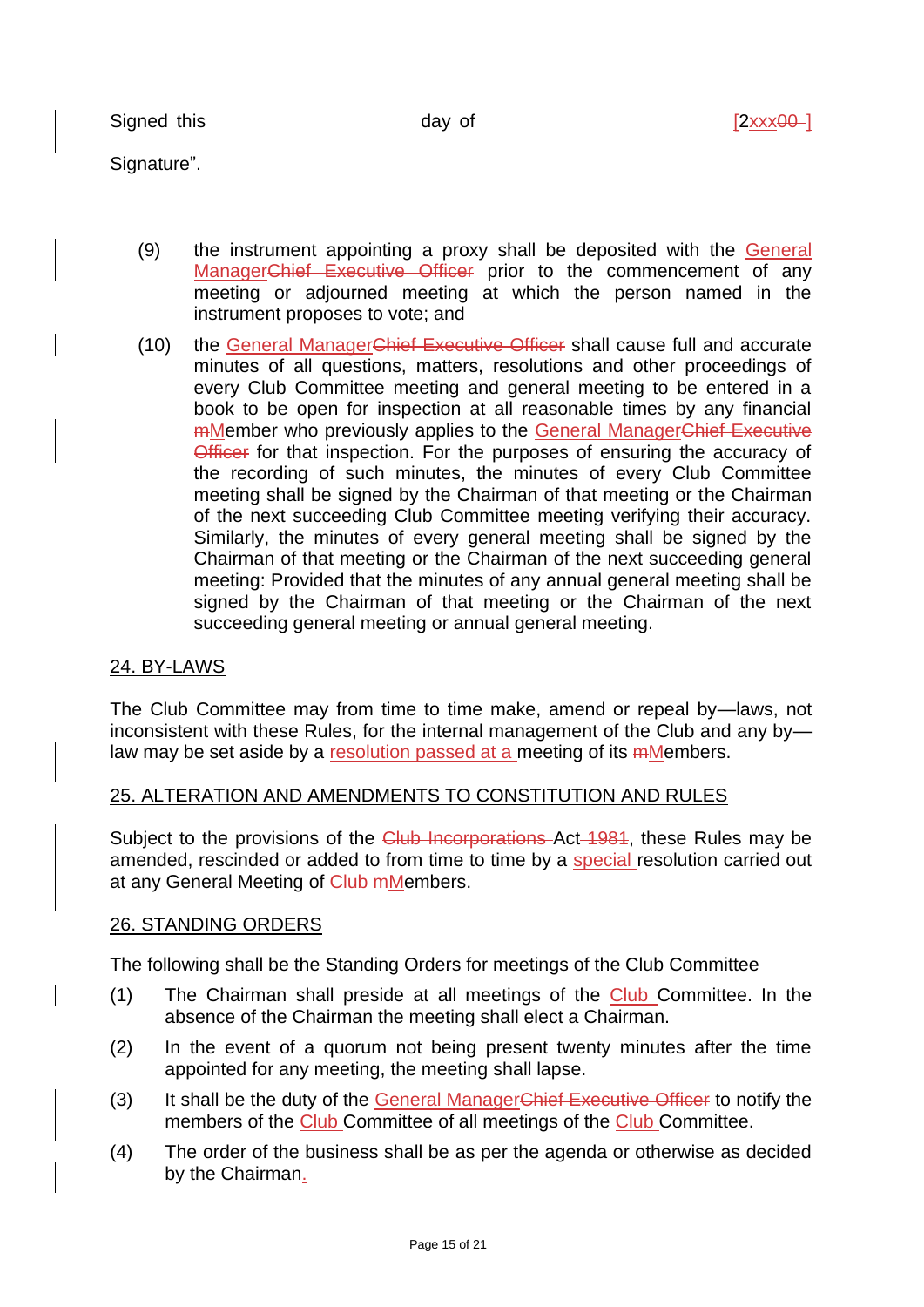Signed this day of [2xxx~~00~~ ]

Signature".

(9) the instrument appointing a proxy shall be deposited with the General Manager~~Chief Executive Officer~~ prior to the commencement of any meeting or adjourned meeting at which the person named in the instrument proposes to vote; and

(10) the General Manager~~Chief Executive Officer~~ shall cause full and accurate minutes of all questions, matters, resolutions and other proceedings of every Club Committee meeting and general meeting to be entered in a book to be open for inspection at all reasonable times by any financial ~~m~~Member who previously applies to the General Manager~~Chief Executive Officer~~ for that inspection. For the purposes of ensuring the accuracy of the recording of such minutes, the minutes of every Club Committee meeting shall be signed by the Chairman of that meeting or the Chairman of the next succeeding Club Committee meeting verifying their accuracy. Similarly, the minutes of every general meeting shall be signed by the Chairman of that meeting or the Chairman of the next succeeding general meeting: Provided that the minutes of any annual general meeting shall be signed by the Chairman of that meeting or the Chairman of the next succeeding general meeting or annual general meeting.

## 24. BY-LAWS

The Club Committee may from time to time make, amend or repeal by—laws, not inconsistent with these Rules, for the internal management of the Club and any by—law may be set aside by a resolution passed at a meeting of its ~~m~~Members.

## 25. ALTERATION AND AMENDMENTS TO CONSTITUTION AND RULES

Subject to the provisions of the ~~Club Incorporations~~ Act ~~1981~~, these Rules may be amended, rescinded or added to from time to time by a special resolution carried out at any General Meeting of ~~Club m~~Members.

## 26. STANDING ORDERS

The following shall be the Standing Orders for meetings of the Club Committee

(1) The Chairman shall preside at all meetings of the Club Committee. In the absence of the Chairman the meeting shall elect a Chairman.

(2) In the event of a quorum not being present twenty minutes after the time appointed for any meeting, the meeting shall lapse.

(3) It shall be the duty of the General Manager~~Chief Executive Officer~~ to notify the members of the Club Committee of all meetings of the Club Committee.

(4) The order of the business shall be as per the agenda or otherwise as decided by the Chairman.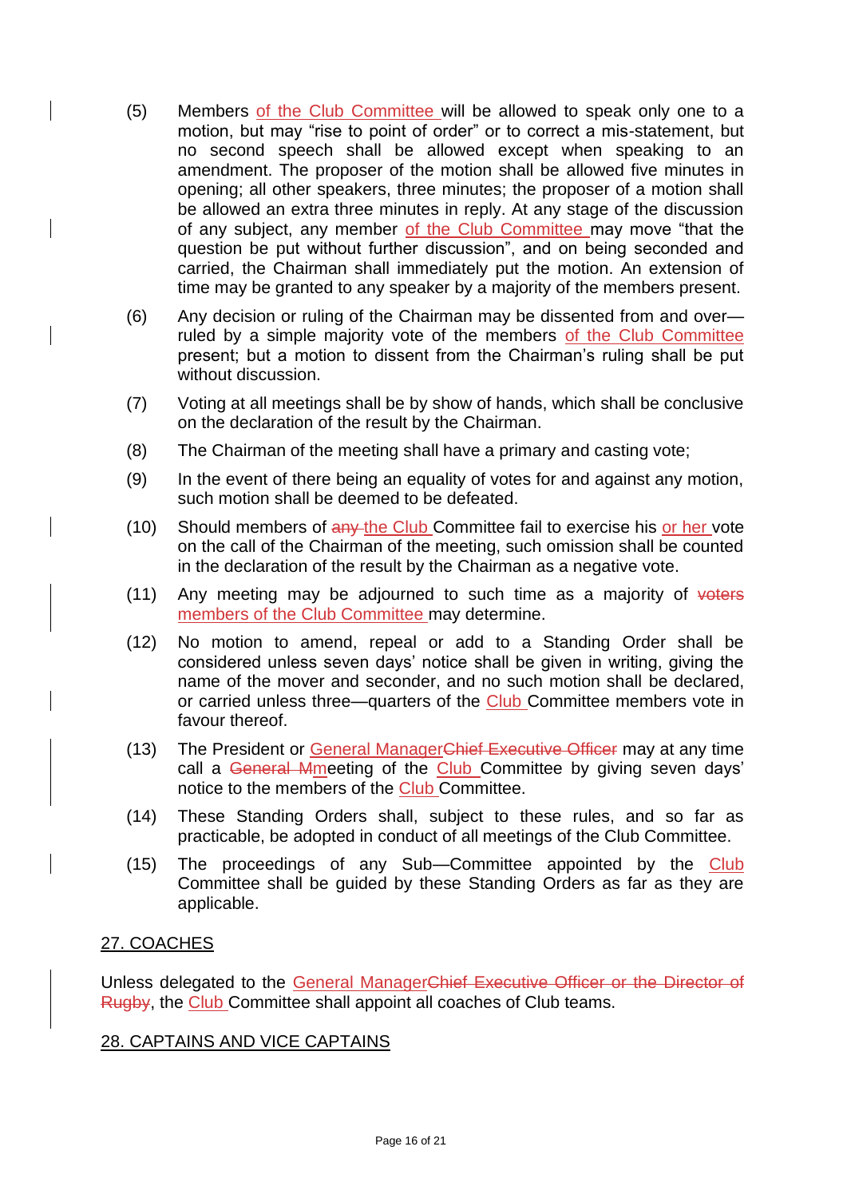(5) Members of the Club Committee will be allowed to speak only one to a motion, but may "rise to point of order" or to correct a mis-statement, but no second speech shall be allowed except when speaking to an amendment. The proposer of the motion shall be allowed five minutes in opening; all other speakers, three minutes; the proposer of a motion shall be allowed an extra three minutes in reply. At any stage of the discussion of any subject, any member of the Club Committee may move "that the question be put without further discussion", and on being seconded and carried, the Chairman shall immediately put the motion. An extension of time may be granted to any speaker by a majority of the members present.

(6) Any decision or ruling of the Chairman may be dissented from and over—ruled by a simple majority vote of the members of the Club Committee present; but a motion to dissent from the Chairman's ruling shall be put without discussion.

(7) Voting at all meetings shall be by show of hands, which shall be conclusive on the declaration of the result by the Chairman.

(8) The Chairman of the meeting shall have a primary and casting vote;

(9) In the event of there being an equality of votes for and against any motion, such motion shall be deemed to be defeated.

(10) Should members of ~~any~~ the Club Committee fail to exercise his or her vote on the call of the Chairman of the meeting, such omission shall be counted in the declaration of the result by the Chairman as a negative vote.

(11) Any meeting may be adjourned to such time as a majority of ~~voters~~ members of the Club Committee may determine.

(12) No motion to amend, repeal or add to a Standing Order shall be considered unless seven days' notice shall be given in writing, giving the name of the mover and seconder, and no such motion shall be declared, or carried unless three—quarters of the Club Committee members vote in favour thereof.

(13) The President or General Manager~~Chief Executive Officer~~ may at any time call a ~~General M~~meeting of the Club Committee by giving seven days' notice to the members of the Club Committee.

(14) These Standing Orders shall, subject to these rules, and so far as practicable, be adopted in conduct of all meetings of the Club Committee.

(15) The proceedings of any Sub—Committee appointed by the Club Committee shall be guided by these Standing Orders as far as they are applicable.

## 27. COACHES

Unless delegated to the General Manager~~Chief Executive Officer or the Director of Rugby~~, the Club Committee shall appoint all coaches of Club teams.

## 28. CAPTAINS AND VICE CAPTAINS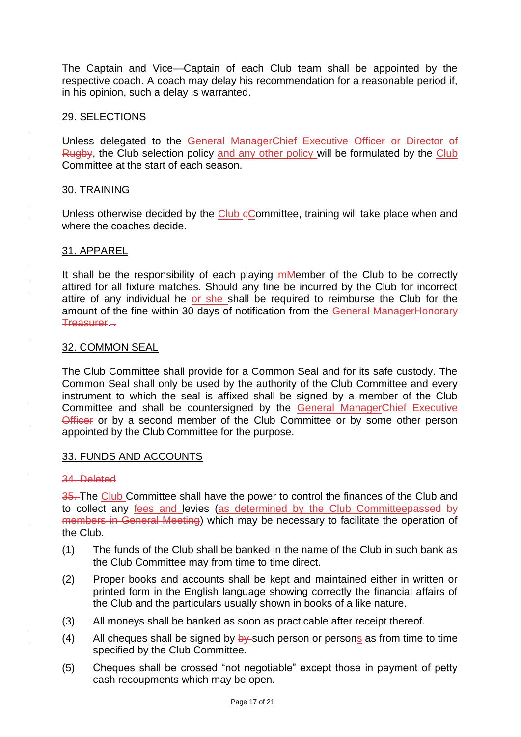The Captain and Vice—Captain of each Club team shall be appointed by the respective coach. A coach may delay his recommendation for a reasonable period if, in his opinion, such a delay is warranted.

## 29. SELECTIONS

Unless delegated to the General Manager~~Chief Executive Officer or Director of Rugby~~, the Club selection policy and any other policy will be formulated by the Club Committee at the start of each season.

## 30. TRAINING

Unless otherwise decided by the Club ~~c~~Committee, training will take place when and where the coaches decide.

## 31. APPAREL

It shall be the responsibility of each playing ~~m~~Member of the Club to be correctly attired for all fixture matches. Should any fine be incurred by the Club for incorrect attire of any individual he or she shall be required to reimburse the Club for the amount of the fine within 30 days of notification from the General Manager~~Honorary Treasurer~~.~~.~~

## 32. COMMON SEAL

The Club Committee shall provide for a Common Seal and for its safe custody. The Common Seal shall only be used by the authority of the Club Committee and every instrument to which the seal is affixed shall be signed by a member of the Club Committee and shall be countersigned by the General Manager~~Chief Executive Officer~~ or by a second member of the Club Committee or by some other person appointed by the Club Committee for the purpose.

## 33. FUNDS AND ACCOUNTS

~~34. Deleted~~

~~35.~~ The Club Committee shall have the power to control the finances of the Club and to collect any fees and levies (as determined by the Club Committee~~passed by members in General Meeting~~) which may be necessary to facilitate the operation of the Club.

(1) The funds of the Club shall be banked in the name of the Club in such bank as the Club Committee may from time to time direct.

(2) Proper books and accounts shall be kept and maintained either in written or printed form in the English language showing correctly the financial affairs of the Club and the particulars usually shown in books of a like nature.

(3) All moneys shall be banked as soon as practicable after receipt thereof.

(4) All cheques shall be signed by ~~by~~ such person or persons as from time to time specified by the Club Committee.

(5) Cheques shall be crossed "not negotiable" except those in payment of petty cash recoupments which may be open.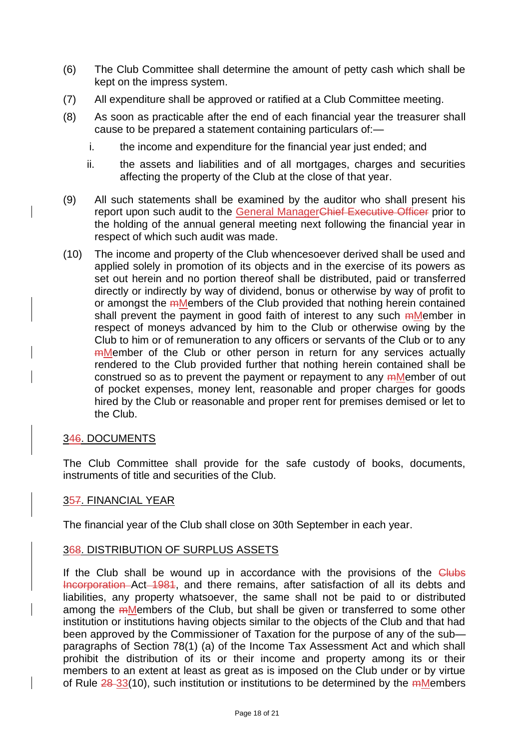(6) The Club Committee shall determine the amount of petty cash which shall be kept on the impress system.

(7) All expenditure shall be approved or ratified at a Club Committee meeting.

(8) As soon as practicable after the end of each financial year the treasurer shall cause to be prepared a statement containing particulars of:—

   i. the income and expenditure for the financial year just ended; and

   ii. the assets and liabilities and of all mortgages, charges and securities affecting the property of the Club at the close of that year.

(9) All such statements shall be examined by the auditor who shall present his report upon such audit to the General Manager~~Chief Executive Officer~~ prior to the holding of the annual general meeting next following the financial year in respect of which such audit was made.

(10) The income and property of the Club whencesoever derived shall be used and applied solely in promotion of its objects and in the exercise of its powers as set out herein and no portion thereof shall be distributed, paid or transferred directly or indirectly by way of dividend, bonus or otherwise by way of profit to or amongst the ~~m~~Members of the Club provided that nothing herein contained shall prevent the payment in good faith of interest to any such ~~m~~Member in respect of moneys advanced by him to the Club or otherwise owing by the Club to him or of remuneration to any officers or servants of the Club or to any ~~m~~Member of the Club or other person in return for any services actually rendered to the Club provided further that nothing herein contained shall be construed so as to prevent the payment or repayment to any ~~m~~Member of out of pocket expenses, money lent, reasonable and proper charges for goods hired by the Club or reasonable and proper rent for premises demised or let to the Club.

## 34~~6~~. DOCUMENTS

The Club Committee shall provide for the safe custody of books, documents, instruments of title and securities of the Club.

## 35~~7~~. FINANCIAL YEAR

The financial year of the Club shall close on 30th September in each year.

## 36~~8~~. DISTRIBUTION OF SURPLUS ASSETS

If the Club shall be wound up in accordance with the provisions of the ~~Clubs Incorporation~~ Act ~~1981~~, and there remains, after satisfaction of all its debts and liabilities, any property whatsoever, the same shall not be paid to or distributed among the ~~m~~Members of the Club, but shall be given or transferred to some other institution or institutions having objects similar to the objects of the Club and that had been approved by the Commissioner of Taxation for the purpose of any of the sub—paragraphs of Section 78(1) (a) of the Income Tax Assessment Act and which shall prohibit the distribution of its or their income and property among its or their members to an extent at least as great as is imposed on the Club under or by virtue of Rule ~~28~~ 33(10), such institution or institutions to be determined by the ~~m~~Members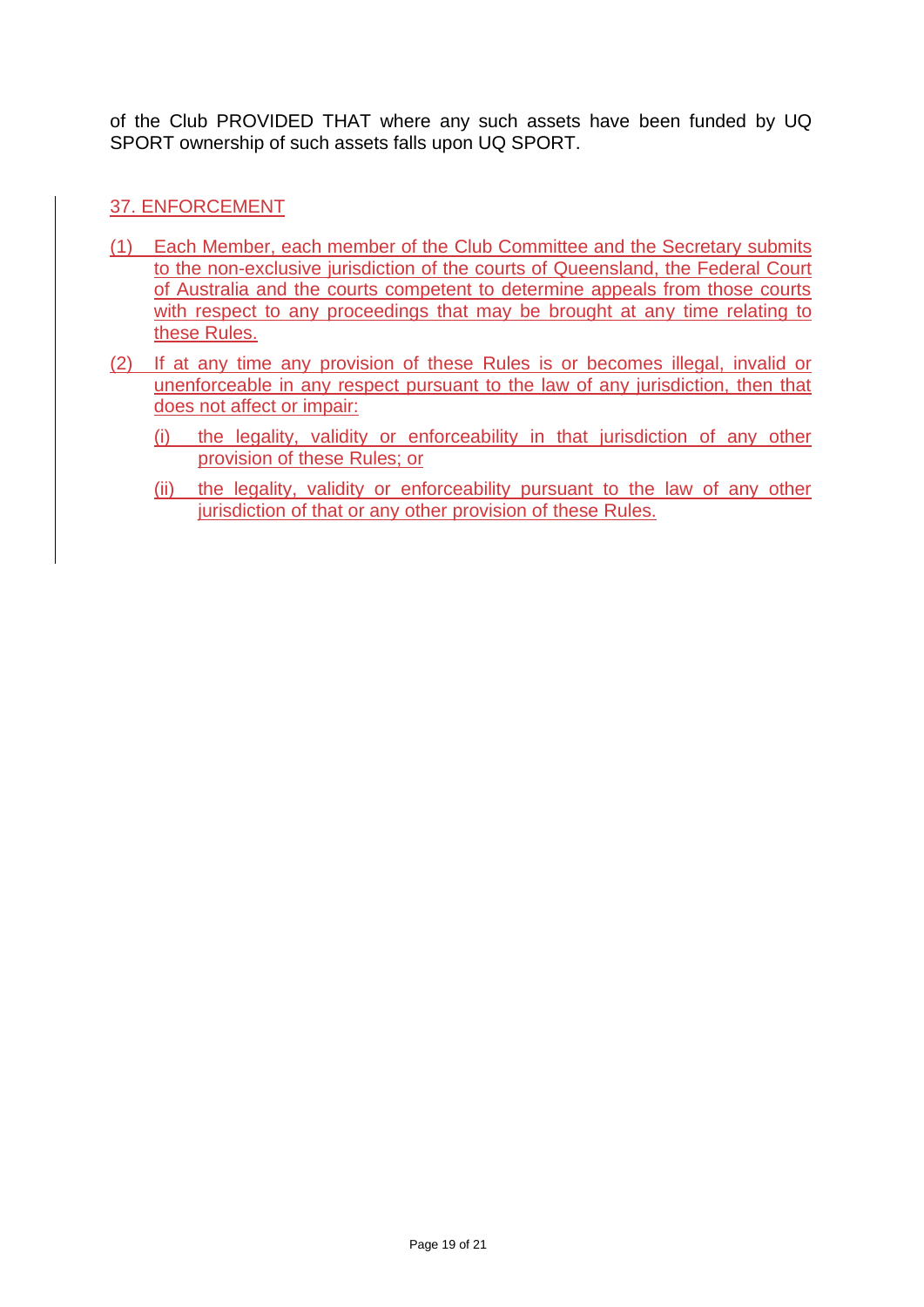of the Club PROVIDED THAT where any such assets have been funded by UQ SPORT ownership of such assets falls upon UQ SPORT.

## 37. ENFORCEMENT

(1) Each Member, each member of the Club Committee and the Secretary submits to the non-exclusive jurisdiction of the courts of Queensland, the Federal Court of Australia and the courts competent to determine appeals from those courts with respect to any proceedings that may be brought at any time relating to these Rules.

(2) If at any time any provision of these Rules is or becomes illegal, invalid or unenforceable in any respect pursuant to the law of any jurisdiction, then that does not affect or impair:

   (i) the legality, validity or enforceability in that jurisdiction of any other provision of these Rules; or

   (ii) the legality, validity or enforceability pursuant to the law of any other jurisdiction of that or any other provision of these Rules.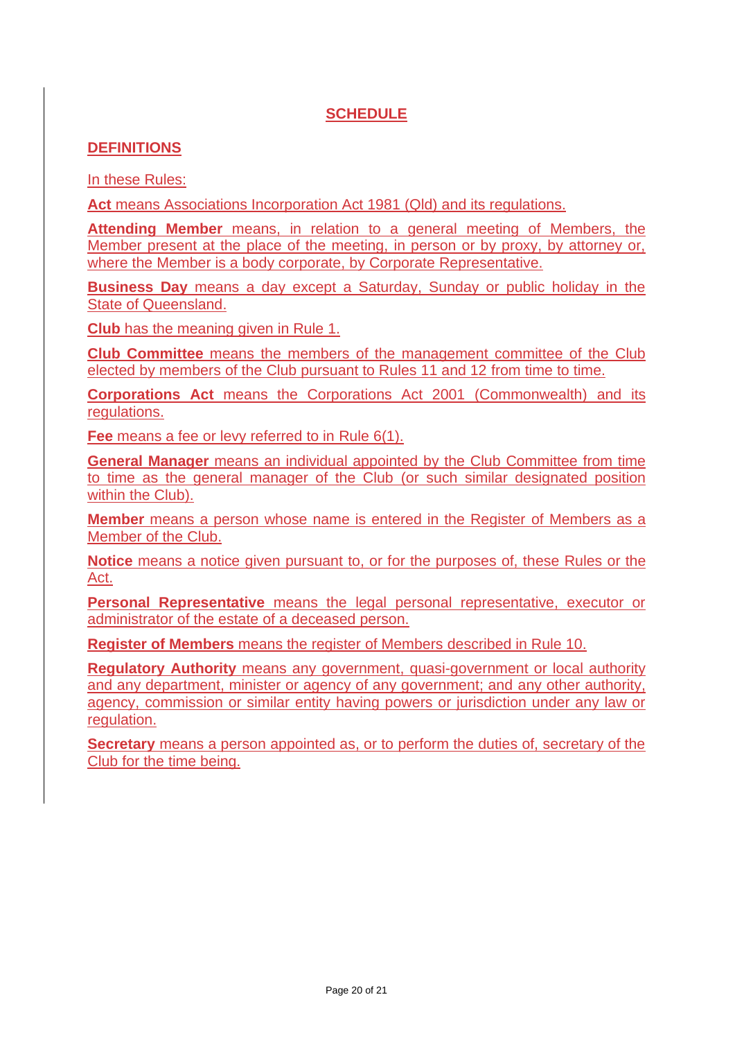# SCHEDULE

## DEFINITIONS

In these Rules:

**Act** means Associations Incorporation Act 1981 (Qld) and its regulations.

**Attending Member** means, in relation to a general meeting of Members, the Member present at the place of the meeting, in person or by proxy, by attorney or, where the Member is a body corporate, by Corporate Representative.

**Business Day** means a day except a Saturday, Sunday or public holiday in the State of Queensland.

**Club** has the meaning given in Rule 1.

**Club Committee** means the members of the management committee of the Club elected by members of the Club pursuant to Rules 11 and 12 from time to time.

**Corporations Act** means the Corporations Act 2001 (Commonwealth) and its regulations.

**Fee** means a fee or levy referred to in Rule 6(1).

**General Manager** means an individual appointed by the Club Committee from time to time as the general manager of the Club (or such similar designated position within the Club).

**Member** means a person whose name is entered in the Register of Members as a Member of the Club.

**Notice** means a notice given pursuant to, or for the purposes of, these Rules or the Act.

**Personal Representative** means the legal personal representative, executor or administrator of the estate of a deceased person.

**Register of Members** means the register of Members described in Rule 10.

**Regulatory Authority** means any government, quasi-government or local authority and any department, minister or agency of any government; and any other authority, agency, commission or similar entity having powers or jurisdiction under any law or regulation.

**Secretary** means a person appointed as, or to perform the duties of, secretary of the Club for the time being.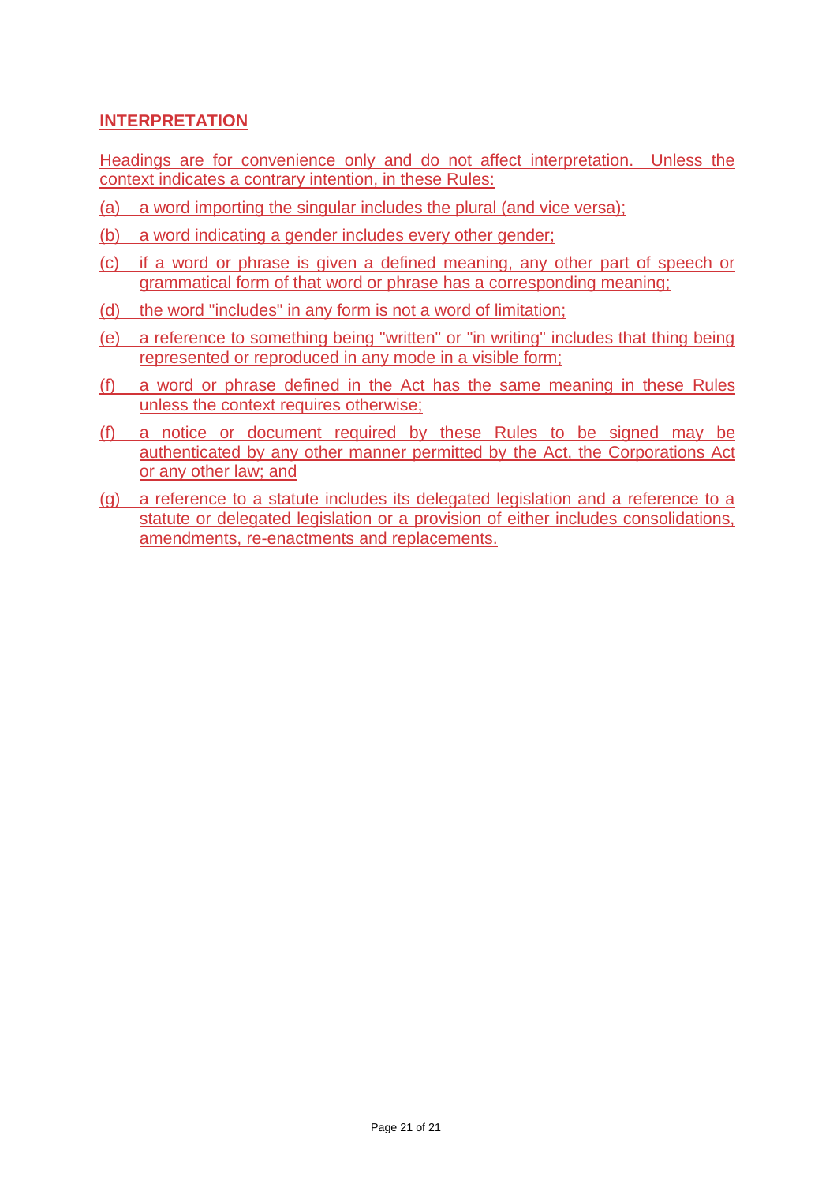## INTERPRETATION

Headings are for convenience only and do not affect interpretation. Unless the context indicates a contrary intention, in these Rules:

(a) a word importing the singular includes the plural (and vice versa);

(b) a word indicating a gender includes every other gender;

(c) if a word or phrase is given a defined meaning, any other part of speech or grammatical form of that word or phrase has a corresponding meaning;

(d) the word "includes" in any form is not a word of limitation;

(e) a reference to something being "written" or "in writing" includes that thing being represented or reproduced in any mode in a visible form;

(f) a word or phrase defined in the Act has the same meaning in these Rules unless the context requires otherwise;

(f) a notice or document required by these Rules to be signed may be authenticated by any other manner permitted by the Act, the Corporations Act or any other law; and

(g) a reference to a statute includes its delegated legislation and a reference to a statute or delegated legislation or a provision of either includes consolidations, amendments, re-enactments and replacements.